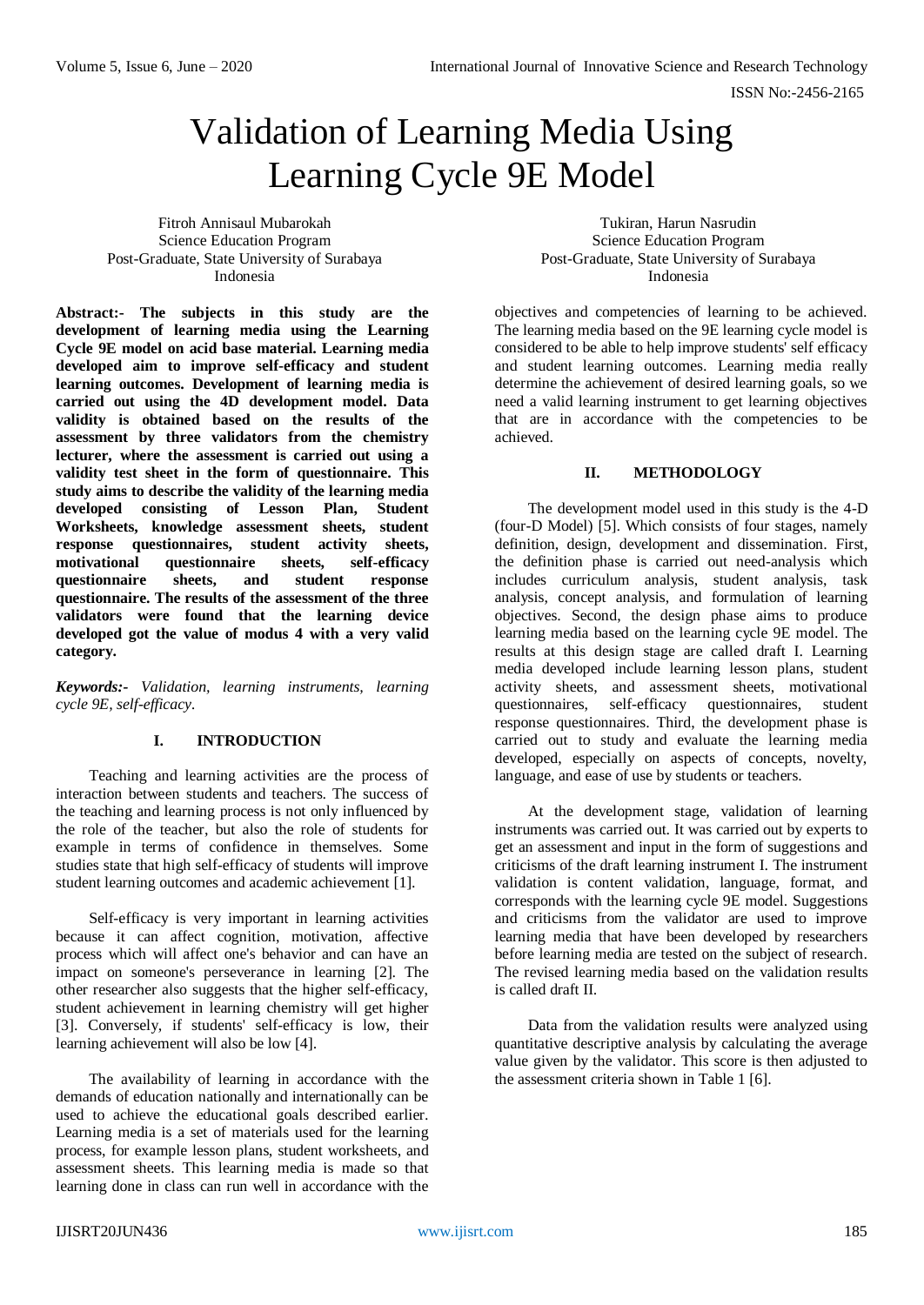# Validation of Learning Media Using Learning Cycle 9E Model

Fitroh Annisaul Mubarokah
Science Education Program
Post-Graduate, State University of Surabaya
Indonesia

Tukiran, Harun Nasrudin
Science Education Program
Post-Graduate, State University of Surabaya
Indonesia

**Abstract:- The subjects in this study are the development of learning media using the Learning Cycle 9E model on acid base material. Learning media developed aim to improve self-efficacy and student learning outcomes. Development of learning media is carried out using the 4D development model. Data validity is obtained based on the results of the assessment by three validators from the chemistry lecturer, where the assessment is carried out using a validity test sheet in the form of questionnaire. This study aims to describe the validity of the learning media developed consisting of Lesson Plan, Student Worksheets, knowledge assessment sheets, student response questionnaires, student activity sheets, motivational questionnaire sheets, self-efficacy questionnaire sheets, and student response questionnaire. The results of the assessment of the three validators were found that the learning device developed got the value of modus 4 with a very valid category.**

***Keywords:-*** *Validation, learning instruments, learning cycle 9E, self-efficacy.*

## I. INTRODUCTION

Teaching and learning activities are the process of interaction between students and teachers. The success of the teaching and learning process is not only influenced by the role of the teacher, but also the role of students for example in terms of confidence in themselves. Some studies state that high self-efficacy of students will improve student learning outcomes and academic achievement [1].

Self-efficacy is very important in learning activities because it can affect cognition, motivation, affective process which will affect one's behavior and can have an impact on someone's perseverance in learning [2]. The other researcher also suggests that the higher self-efficacy, student achievement in learning chemistry will get higher [3]. Conversely, if students' self-efficacy is low, their learning achievement will also be low [4].

The availability of learning in accordance with the demands of education nationally and internationally can be used to achieve the educational goals described earlier. Learning media is a set of materials used for the learning process, for example lesson plans, student worksheets, and assessment sheets. This learning media is made so that learning done in class can run well in accordance with the objectives and competencies of learning to be achieved. The learning media based on the 9E learning cycle model is considered to be able to help improve students' self efficacy and student learning outcomes. Learning media really determine the achievement of desired learning goals, so we need a valid learning instrument to get learning objectives that are in accordance with the competencies to be achieved.

## II. METHODOLOGY

The development model used in this study is the 4-D (four-D Model) [5]. Which consists of four stages, namely definition, design, development and dissemination. First, the definition phase is carried out need-analysis which includes curriculum analysis, student analysis, task analysis, concept analysis, and formulation of learning objectives. Second, the design phase aims to produce learning media based on the learning cycle 9E model. The results at this design stage are called draft I. Learning media developed include learning lesson plans, student activity sheets, and assessment sheets, motivational questionnaires, self-efficacy questionnaires, student response questionnaires. Third, the development phase is carried out to study and evaluate the learning media developed, especially on aspects of concepts, novelty, language, and ease of use by students or teachers.

At the development stage, validation of learning instruments was carried out. It was carried out by experts to get an assessment and input in the form of suggestions and criticisms of the draft learning instrument I. The instrument validation is content validation, language, format, and corresponds with the learning cycle 9E model. Suggestions and criticisms from the validator are used to improve learning media that have been developed by researchers before learning media are tested on the subject of research. The revised learning media based on the validation results is called draft II.

Data from the validation results were analyzed using quantitative descriptive analysis by calculating the average value given by the validator. This score is then adjusted to the assessment criteria shown in Table 1 [6].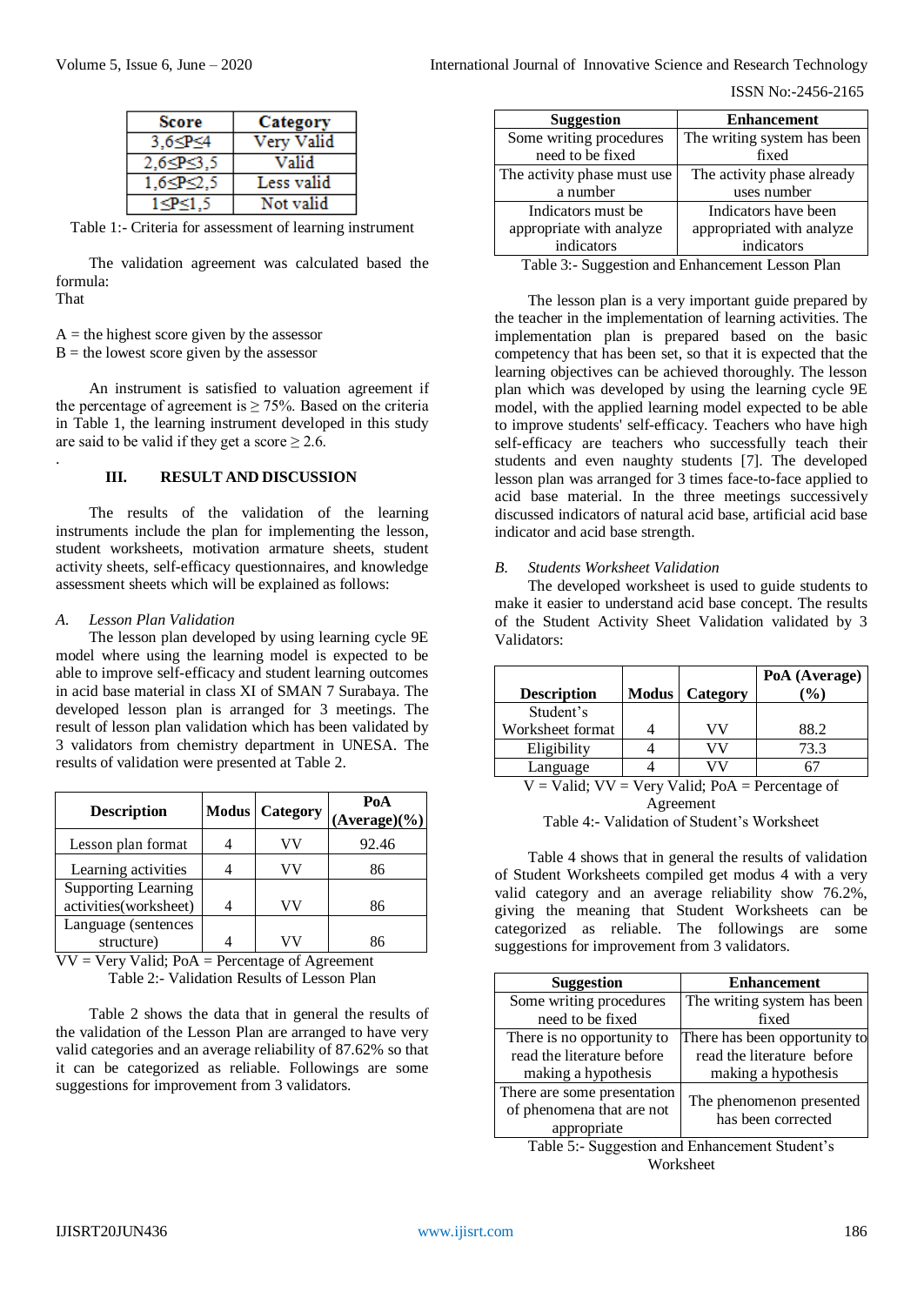| Score | Category |
|---|---|
| $3,6 \leq P \leq 4$ | Very Valid |
| $2,6 \leq P \leq 3,5$ | Valid |
| $1,6 \leq P \leq 2,5$ | Less valid |
| $1 \leq P \leq 1,5$ | Not valid |

Table 1:- Criteria for assessment of learning instrument

The validation agreement was calculated based the formula:
That

A = the highest score given by the assessor
B = the lowest score given by the assessor

An instrument is satisfied to valuation agreement if the percentage of agreement is $\geq 75\%$. Based on the criteria in Table 1, the learning instrument developed in this study are said to be valid if they get a score $\geq 2.6$.

.

## III. RESULT AND DISCUSSION

The results of the validation of the learning instruments include the plan for implementing the lesson, student worksheets, motivation armature sheets, student activity sheets, self-efficacy questionnaires, and knowledge assessment sheets which will be explained as follows:

### *A. Lesson Plan Validation*

The lesson plan developed by using learning cycle 9E model where using the learning model is expected to be able to improve self-efficacy and student learning outcomes in acid base material in class XI of SMAN 7 Surabaya. The developed lesson plan is arranged for 3 meetings. The result of lesson plan validation which has been validated by 3 validators from chemistry department in UNESA. The results of validation were presented at Table 2.

| Description | Modus | Category | PoA (Average)(%) |
|---|---|---|---|
| Lesson plan format | 4 | VV | 92.46 |
| Learning activities | 4 | VV | 86 |
| Supporting Learning activities(worksheet) | 4 | VV | 86 |
| Language (sentences structure) | 4 | VV | 86 |

VV = Very Valid; PoA = Percentage of Agreement
Table 2:- Validation Results of Lesson Plan

Table 2 shows the data that in general the results of the validation of the Lesson Plan are arranged to have very valid categories and an average reliability of 87.62% so that it can be categorized as reliable. Followings are some suggestions for improvement from 3 validators.

| Suggestion | Enhancement |
|---|---|
| Some writing procedures need to be fixed | The writing system has been fixed |
| The activity phase must use a number | The activity phase already uses number |
| Indicators must be appropriate with analyze indicators | Indicators have been appropriated with analyze indicators |

Table 3:- Suggestion and Enhancement Lesson Plan

The lesson plan is a very important guide prepared by the teacher in the implementation of learning activities. The implementation plan is prepared based on the basic competency that has been set, so that it is expected that the learning objectives can be achieved thoroughly. The lesson plan which was developed by using the learning cycle 9E model, with the applied learning model expected to be able to improve students' self-efficacy. Teachers who have high self-efficacy are teachers who successfully teach their students and even naughty students [7]. The developed lesson plan was arranged for 3 times face-to-face applied to acid base material. In the three meetings successively discussed indicators of natural acid base, artificial acid base indicator and acid base strength.

### *B. Students Worksheet Validation*

The developed worksheet is used to guide students to make it easier to understand acid base concept. The results of the Student Activity Sheet Validation validated by 3 Validators:

| Description | Modus | Category | PoA (Average) (%) |
|---|---|---|---|
| Student's Worksheet format | 4 | VV | 88.2 |
| Eligibility | 4 | VV | 73.3 |
| Language | 4 | VV | 67 |

V = Valid; VV = Very Valid; PoA = Percentage of Agreement
Table 4:- Validation of Student's Worksheet

Table 4 shows that in general the results of validation of Student Worksheets compiled get modus 4 with a very valid category and an average reliability show 76.2%, giving the meaning that Student Worksheets can be categorized as reliable. The followings are some suggestions for improvement from 3 validators.

| Suggestion | Enhancement |
|---|---|
| Some writing procedures need to be fixed | The writing system has been fixed |
| There is no opportunity to read the literature before making a hypothesis | There has been opportunity to read the literature before making a hypothesis |
| There are some presentation of phenomena that are not appropriate | The phenomenon presented has been corrected |

Table 5:- Suggestion and Enhancement Student's Worksheet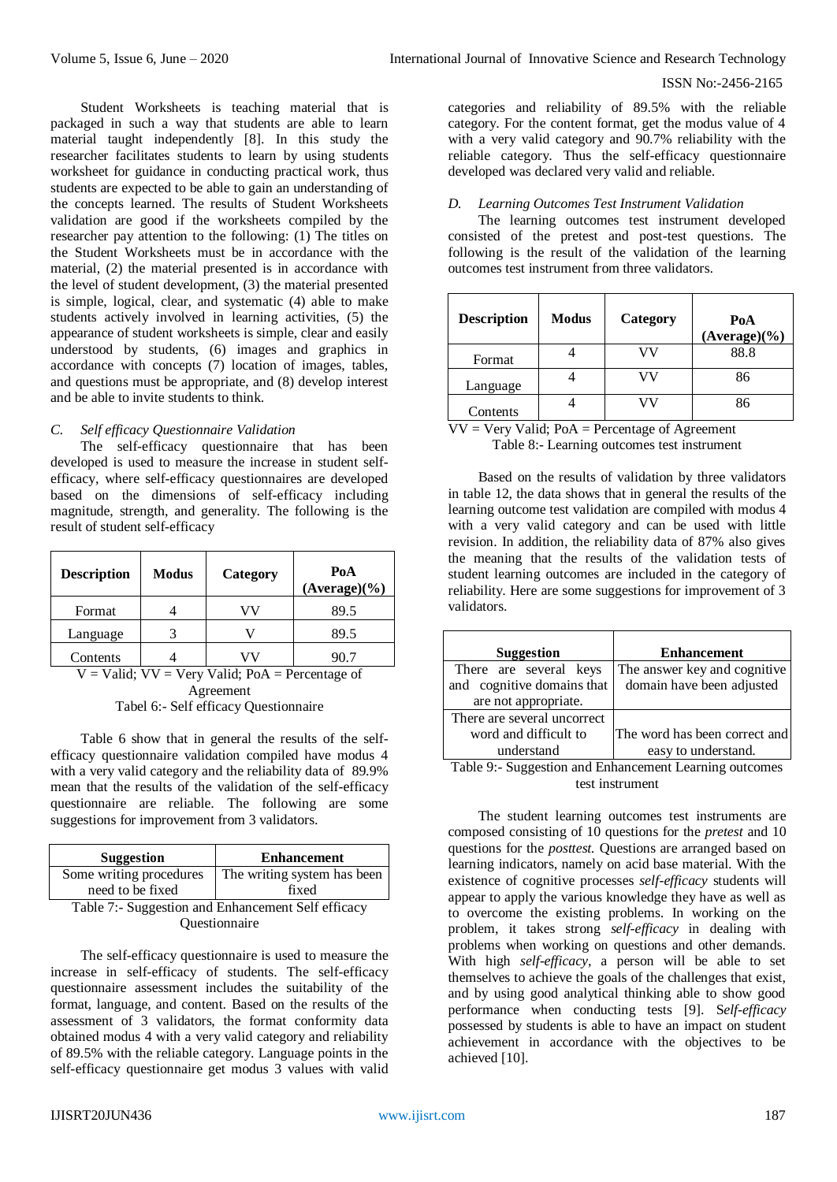Student Worksheets is teaching material that is packaged in such a way that students are able to learn material taught independently [8]. In this study the researcher facilitates students to learn by using students worksheet for guidance in conducting practical work, thus students are expected to be able to gain an understanding of the concepts learned. The results of Student Worksheets validation are good if the worksheets compiled by the researcher pay attention to the following: (1) The titles on the Student Worksheets must be in accordance with the material, (2) the material presented is in accordance with the level of student development, (3) the material presented is simple, logical, clear, and systematic (4) able to make students actively involved in learning activities, (5) the appearance of student worksheets is simple, clear and easily understood by students, (6) images and graphics in accordance with concepts (7) location of images, tables, and questions must be appropriate, and (8) develop interest and be able to invite students to think.

### *C. Self efficacy Questionnaire Validation*

The self-efficacy questionnaire that has been developed is used to measure the increase in student self-efficacy, where self-efficacy questionnaires are developed based on the dimensions of self-efficacy including magnitude, strength, and generality. The following is the result of student self-efficacy

| Description | Modus | Category | PoA (Average)(%) |
|---|---|---|---|
| Format | 4 | VV | 89.5 |
| Language | 3 | V | 89.5 |
| Contents | 4 | VV | 90.7 |

V = Valid; VV = Very Valid; PoA = Percentage of Agreement

Tabel 6:- Self efficacy Questionnaire

Table 6 show that in general the results of the self-efficacy questionnaire validation compiled have modus 4 with a very valid category and the reliability data of 89.9% mean that the results of the validation of the self-efficacy questionnaire are reliable. The following are some suggestions for improvement from 3 validators.

| Suggestion | Enhancement |
|---|---|
| Some writing procedures need to be fixed | The writing system has been fixed |

Table 7:- Suggestion and Enhancement Self efficacy Questionnaire

The self-efficacy questionnaire is used to measure the increase in self-efficacy of students. The self-efficacy questionnaire assessment includes the suitability of the format, language, and content. Based on the results of the assessment of 3 validators, the format conformity data obtained modus 4 with a very valid category and reliability of 89.5% with the reliable category. Language points in the self-efficacy questionnaire get modus 3 values with valid categories and reliability of 89.5% with the reliable category. For the content format, get the modus value of 4 with a very valid category and 90.7% reliability with the reliable category. Thus the self-efficacy questionnaire developed was declared very valid and reliable.

### *D. Learning Outcomes Test Instrument Validation*

The learning outcomes test instrument developed consisted of the pretest and post-test questions. The following is the result of the validation of the learning outcomes test instrument from three validators.

| Description | Modus | Category | PoA (Average)(%) |
|---|---|---|---|
| Format | 4 | VV | 88.8 |
| Language | 4 | VV | 86 |
| Contents | 4 | VV | 86 |

VV = Very Valid; PoA = Percentage of Agreement

Table 8:- Learning outcomes test instrument

Based on the results of validation by three validators in table 12, the data shows that in general the results of the learning outcome test validation are compiled with modus 4 with a very valid category and can be used with little revision. In addition, the reliability data of 87% also gives the meaning that the results of the validation tests of student learning outcomes are included in the category of reliability. Here are some suggestions for improvement of 3 validators.

| Suggestion | Enhancement |
|---|---|
| There are several keys and cognitive domains that are not appropriate. | The answer key and cognitive domain have been adjusted |
| There are several uncorrect word and difficult to understand | The word has been correct and easy to understand. |

Table 9:- Suggestion and Enhancement Learning outcomes test instrument

The student learning outcomes test instruments are composed consisting of 10 questions for the *pretest* and 10 questions for the *posttest.* Questions are arranged based on learning indicators, namely on acid base material. With the existence of cognitive processes *self-efficacy* students will appear to apply the various knowledge they have as well as to overcome the existing problems. In working on the problem, it takes strong *self-efficacy* in dealing with problems when working on questions and other demands. With high *self-efficacy*, a person will be able to set themselves to achieve the goals of the challenges that exist, and by using good analytical thinking able to show good performance when conducting tests [9]. S*elf-efficacy* possessed by students is able to have an impact on student achievement in accordance with the objectives to be achieved [10].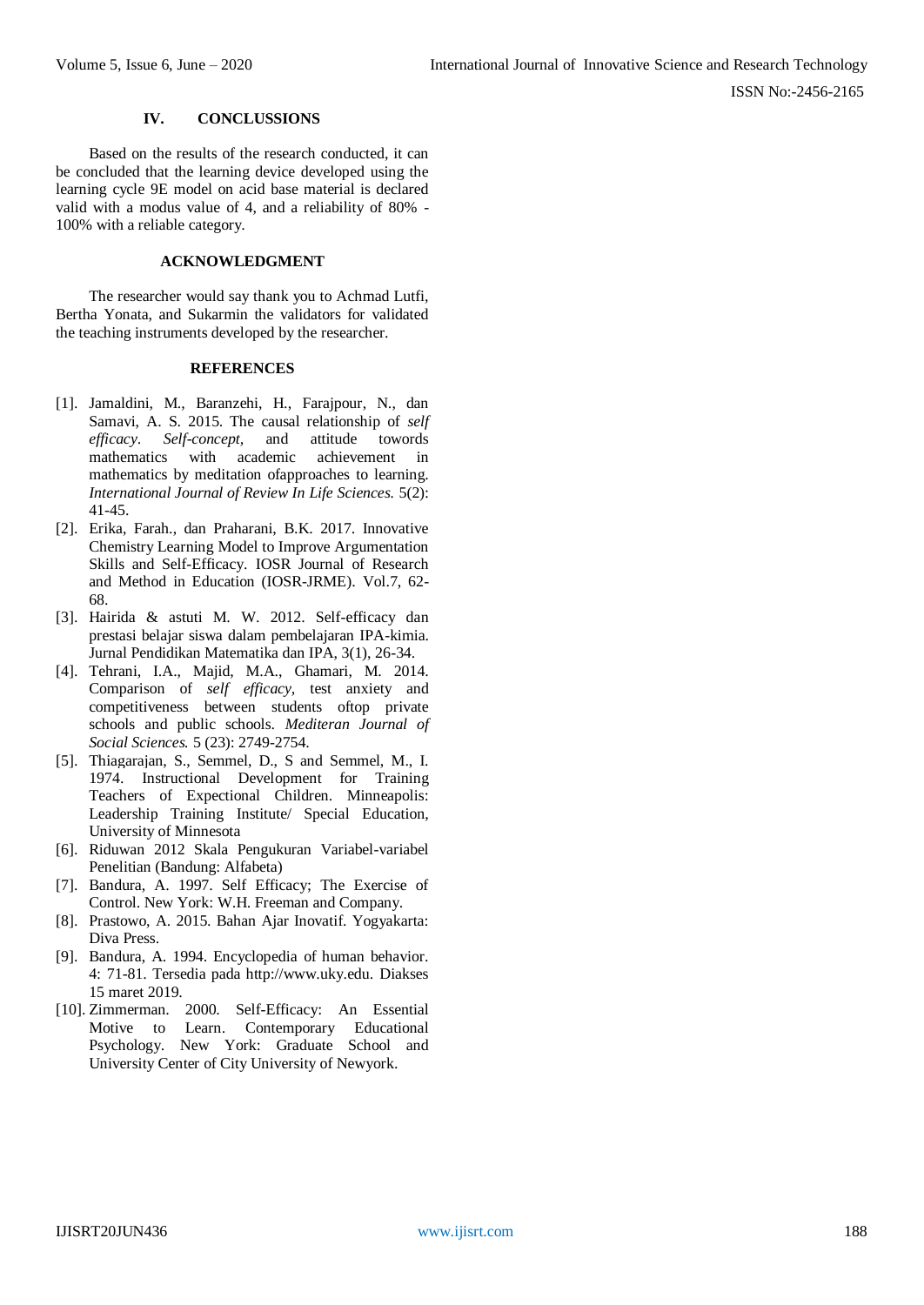## IV. CONCLUSSIONS

Based on the results of the research conducted, it can be concluded that the learning device developed using the learning cycle 9E model on acid base material is declared valid with a modus value of 4, and a reliability of 80% - 100% with a reliable category.

## ACKNOWLEDGMENT

The researcher would say thank you to Achmad Lutfi, Bertha Yonata, and Sukarmin the validators for validated the teaching instruments developed by the researcher.

## REFERENCES

[1]. Jamaldini, M., Baranzehi, H., Farajpour, N., dan Samavi, A. S. 2015. The causal relationship of *self efficacy*. *Self-concept,* and attitude towords mathematics with academic achievement in mathematics by meditation ofapproaches to learning. *International Journal of Review In Life Sciences.* 5(2): 41-45.

[2]. Erika, Farah., dan Praharani, B.K. 2017. Innovative Chemistry Learning Model to Improve Argumentation Skills and Self-Efficacy. IOSR Journal of Research and Method in Education (IOSR-JRME). Vol.7, 62-68.

[3]. Hairida & astuti M. W. 2012. Self-efficacy dan prestasi belajar siswa dalam pembelajaran IPA-kimia. Jurnal Pendidikan Matematika dan IPA, 3(1), 26-34.

[4]. Tehrani, I.A., Majid, M.A., Ghamari, M. 2014. Comparison of *self efficacy*, test anxiety and competitiveness between students oftop private schools and public schools. *Mediteran Journal of Social Sciences.* 5 (23): 2749-2754.

[5]. Thiagarajan, S., Semmel, D., S and Semmel, M., I. 1974. Instructional Development for Training Teachers of Expectional Children. Minneapolis: Leadership Training Institute/ Special Education, University of Minnesota

[6]. Riduwan 2012 Skala Pengukuran Variabel-variabel Penelitian (Bandung: Alfabeta)

[7]. Bandura, A. 1997. Self Efficacy; The Exercise of Control. New York: W.H. Freeman and Company.

[8]. Prastowo, A. 2015. Bahan Ajar Inovatif. Yogyakarta: Diva Press.

[9]. Bandura, A. 1994. Encyclopedia of human behavior. 4: 71-81. Tersedia pada http://www.uky.edu. Diakses 15 maret 2019.

[10]. Zimmerman. 2000. Self-Efficacy: An Essential Motive to Learn. Contemporary Educational Psychology. New York: Graduate School and University Center of City University of Newyork.